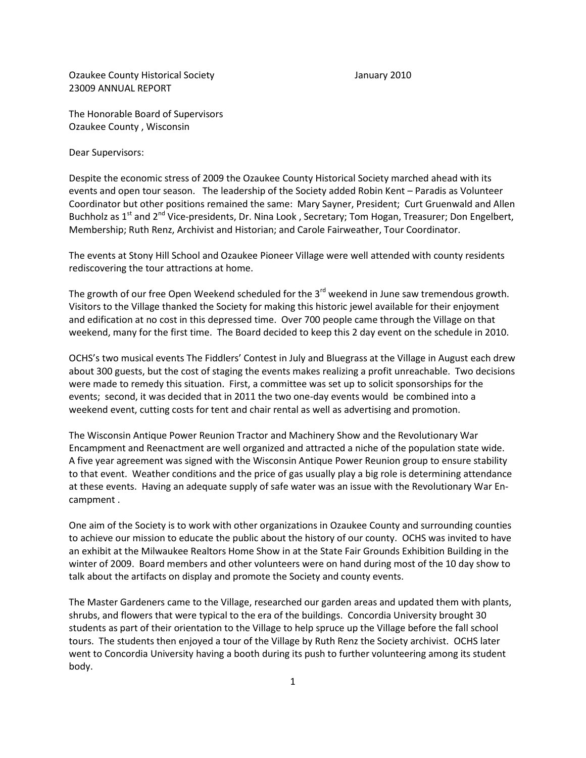Ozaukee County Historical Society January 2010
23009 ANNUAL REPORT

The Honorable Board of Supervisors
Ozaukee County , Wisconsin

Dear Supervisors:

Despite the economic stress of 2009 the Ozaukee County Historical Society marched ahead with its events and open tour season. The leadership of the Society added Robin Kent – Paradis as Volunteer Coordinator but other positions remained the same: Mary Sayner, President; Curt Gruenwald and Allen Buchholz as 1st and 2nd Vice-presidents, Dr. Nina Look , Secretary; Tom Hogan, Treasurer; Don Engelbert, Membership; Ruth Renz, Archivist and Historian; and Carole Fairweather, Tour Coordinator.

The events at Stony Hill School and Ozaukee Pioneer Village were well attended with county residents rediscovering the tour attractions at home.

The growth of our free Open Weekend scheduled for the 3rd weekend in June saw tremendous growth. Visitors to the Village thanked the Society for making this historic jewel available for their enjoyment and edification at no cost in this depressed time. Over 700 people came through the Village on that weekend, many for the first time. The Board decided to keep this 2 day event on the schedule in 2010.

OCHS's two musical events The Fiddlers' Contest in July and Bluegrass at the Village in August each drew about 300 guests, but the cost of staging the events makes realizing a profit unreachable. Two decisions were made to remedy this situation. First, a committee was set up to solicit sponsorships for the events; second, it was decided that in 2011 the two one-day events would be combined into a weekend event, cutting costs for tent and chair rental as well as advertising and promotion.

The Wisconsin Antique Power Reunion Tractor and Machinery Show and the Revolutionary War Encampment and Reenactment are well organized and attracted a niche of the population state wide. A five year agreement was signed with the Wisconsin Antique Power Reunion group to ensure stability to that event. Weather conditions and the price of gas usually play a big role is determining attendance at these events. Having an adequate supply of safe water was an issue with the Revolutionary War Encampment .

One aim of the Society is to work with other organizations in Ozaukee County and surrounding counties to achieve our mission to educate the public about the history of our county. OCHS was invited to have an exhibit at the Milwaukee Realtors Home Show in at the State Fair Grounds Exhibition Building in the winter of 2009. Board members and other volunteers were on hand during most of the 10 day show to talk about the artifacts on display and promote the Society and county events.

The Master Gardeners came to the Village, researched our garden areas and updated them with plants, shrubs, and flowers that were typical to the era of the buildings. Concordia University brought 30 students as part of their orientation to the Village to help spruce up the Village before the fall school tours. The students then enjoyed a tour of the Village by Ruth Renz the Society archivist. OCHS later went to Concordia University having a booth during its push to further volunteering among its student body.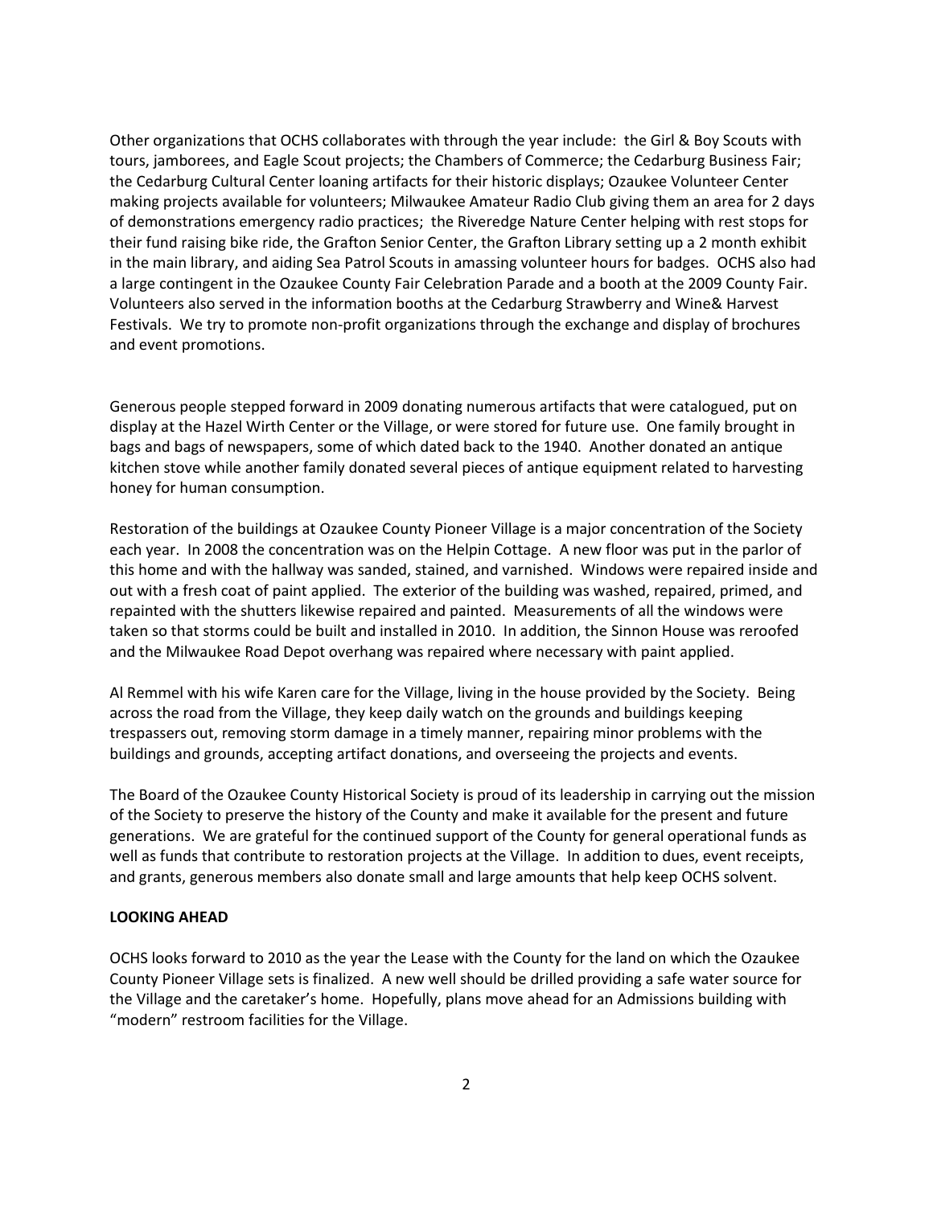Other organizations that OCHS collaborates with through the year include: the Girl & Boy Scouts with tours, jamborees, and Eagle Scout projects; the Chambers of Commerce; the Cedarburg Business Fair; the Cedarburg Cultural Center loaning artifacts for their historic displays; Ozaukee Volunteer Center making projects available for volunteers; Milwaukee Amateur Radio Club giving them an area for 2 days of demonstrations emergency radio practices; the Riveredge Nature Center helping with rest stops for their fund raising bike ride, the Grafton Senior Center, the Grafton Library setting up a 2 month exhibit in the main library, and aiding Sea Patrol Scouts in amassing volunteer hours for badges. OCHS also had a large contingent in the Ozaukee County Fair Celebration Parade and a booth at the 2009 County Fair. Volunteers also served in the information booths at the Cedarburg Strawberry and Wine& Harvest Festivals. We try to promote non-profit organizations through the exchange and display of brochures and event promotions.

Generous people stepped forward in 2009 donating numerous artifacts that were catalogued, put on display at the Hazel Wirth Center or the Village, or were stored for future use. One family brought in bags and bags of newspapers, some of which dated back to the 1940. Another donated an antique kitchen stove while another family donated several pieces of antique equipment related to harvesting honey for human consumption.

Restoration of the buildings at Ozaukee County Pioneer Village is a major concentration of the Society each year. In 2008 the concentration was on the Helpin Cottage. A new floor was put in the parlor of this home and with the hallway was sanded, stained, and varnished. Windows were repaired inside and out with a fresh coat of paint applied. The exterior of the building was washed, repaired, primed, and repainted with the shutters likewise repaired and painted. Measurements of all the windows were taken so that storms could be built and installed in 2010. In addition, the Sinnon House was reroofed and the Milwaukee Road Depot overhang was repaired where necessary with paint applied.

Al Remmel with his wife Karen care for the Village, living in the house provided by the Society. Being across the road from the Village, they keep daily watch on the grounds and buildings keeping trespassers out, removing storm damage in a timely manner, repairing minor problems with the buildings and grounds, accepting artifact donations, and overseeing the projects and events.

The Board of the Ozaukee County Historical Society is proud of its leadership in carrying out the mission of the Society to preserve the history of the County and make it available for the present and future generations. We are grateful for the continued support of the County for general operational funds as well as funds that contribute to restoration projects at the Village. In addition to dues, event receipts, and grants, generous members also donate small and large amounts that help keep OCHS solvent.

**LOOKING AHEAD**

OCHS looks forward to 2010 as the year the Lease with the County for the land on which the Ozaukee County Pioneer Village sets is finalized. A new well should be drilled providing a safe water source for the Village and the caretaker's home. Hopefully, plans move ahead for an Admissions building with "modern" restroom facilities for the Village.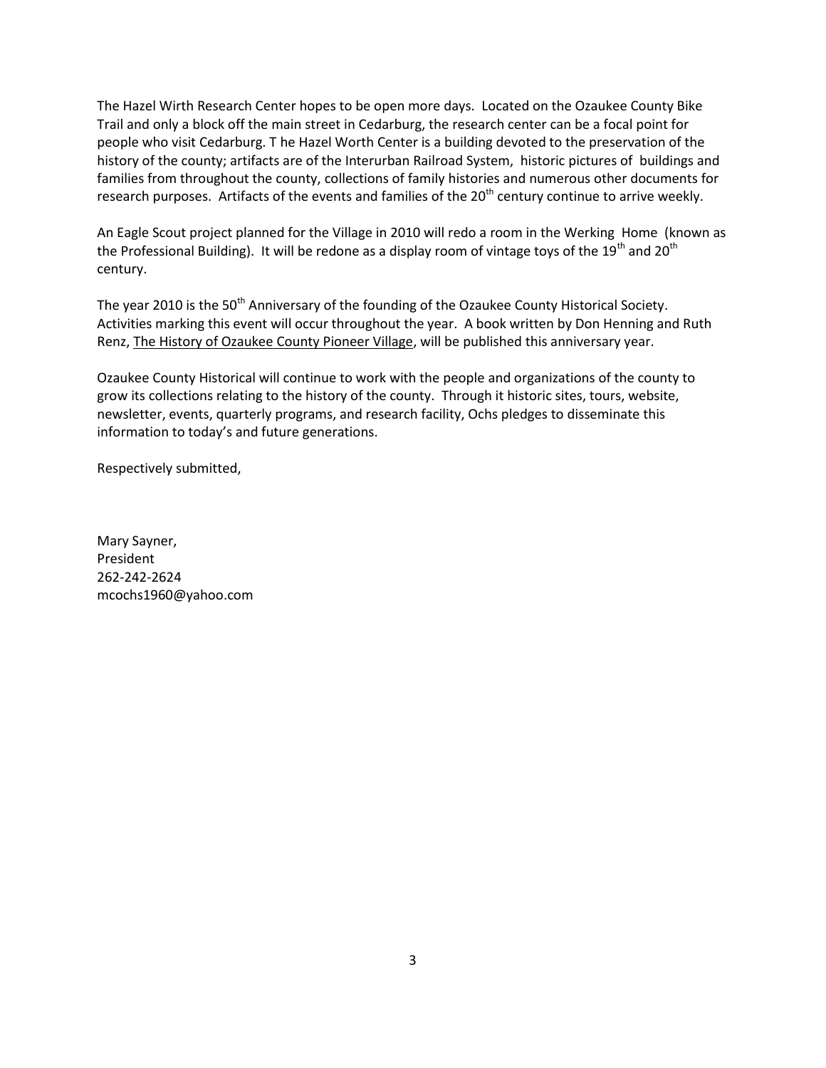The Hazel Wirth Research Center hopes to be open more days. Located on the Ozaukee County Bike Trail and only a block off the main street in Cedarburg, the research center can be a focal point for people who visit Cedarburg. T he Hazel Worth Center is a building devoted to the preservation of the history of the county; artifacts are of the Interurban Railroad System, historic pictures of buildings and families from throughout the county, collections of family histories and numerous other documents for research purposes. Artifacts of the events and families of the 20th century continue to arrive weekly.

An Eagle Scout project planned for the Village in 2010 will redo a room in the Werking Home (known as the Professional Building). It will be redone as a display room of vintage toys of the 19th and 20th century.

The year 2010 is the 50th Anniversary of the founding of the Ozaukee County Historical Society. Activities marking this event will occur throughout the year. A book written by Don Henning and Ruth Renz, The History of Ozaukee County Pioneer Village, will be published this anniversary year.

Ozaukee County Historical will continue to work with the people and organizations of the county to grow its collections relating to the history of the county. Through it historic sites, tours, website, newsletter, events, quarterly programs, and research facility, Ochs pledges to disseminate this information to today's and future generations.

Respectively submitted,

Mary Sayner,  
President  
262-242-2624  
mcochs1960@yahoo.com